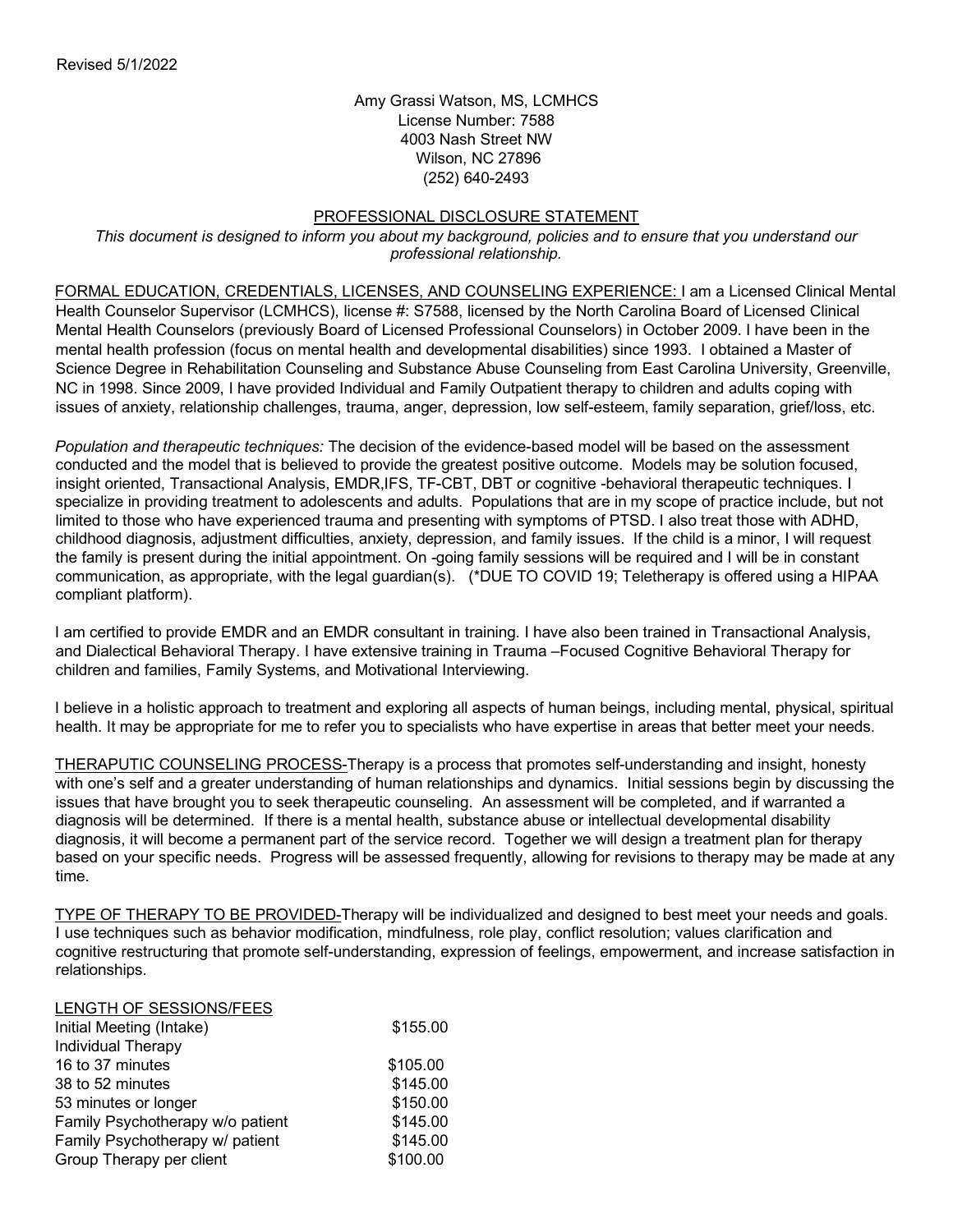Revised 5/1/2022

Amy Grassi Watson, MS, LCMHCS
License Number: 7588
4003 Nash Street NW
Wilson, NC 27896
(252) 640-2493

## PROFESSIONAL DISCLOSURE STATEMENT

*This document is designed to inform you about my background, policies and to ensure that you understand our professional relationship.*

FORMAL EDUCATION, CREDENTIALS, LICENSES, AND COUNSELING EXPERIENCE: I am a Licensed Clinical Mental Health Counselor Supervisor (LCMHCS), license #: S7588, licensed by the North Carolina Board of Licensed Clinical Mental Health Counselors (previously Board of Licensed Professional Counselors) in October 2009. I have been in the mental health profession (focus on mental health and developmental disabilities) since 1993. I obtained a Master of Science Degree in Rehabilitation Counseling and Substance Abuse Counseling from East Carolina University, Greenville, NC in 1998. Since 2009, I have provided Individual and Family Outpatient therapy to children and adults coping with issues of anxiety, relationship challenges, trauma, anger, depression, low self-esteem, family separation, grief/loss, etc.

*Population and therapeutic techniques:* The decision of the evidence-based model will be based on the assessment conducted and the model that is believed to provide the greatest positive outcome. Models may be solution focused, insight oriented, Transactional Analysis, EMDR,IFS, TF-CBT, DBT or cognitive -behavioral therapeutic techniques. I specialize in providing treatment to adolescents and adults. Populations that are in my scope of practice include, but not limited to those who have experienced trauma and presenting with symptoms of PTSD. I also treat those with ADHD, childhood diagnosis, adjustment difficulties, anxiety, depression, and family issues. If the child is a minor, I will request the family is present during the initial appointment. On -going family sessions will be required and I will be in constant communication, as appropriate, with the legal guardian(s). (*DUE TO COVID 19; Teletherapy is offered using a HIPAA compliant platform).

I am certified to provide EMDR and an EMDR consultant in training. I have also been trained in Transactional Analysis, and Dialectical Behavioral Therapy. I have extensive training in Trauma –Focused Cognitive Behavioral Therapy for children and families, Family Systems, and Motivational Interviewing.

I believe in a holistic approach to treatment and exploring all aspects of human beings, including mental, physical, spiritual health. It may be appropriate for me to refer you to specialists who have expertise in areas that better meet your needs.

THERAPUTIC COUNSELING PROCESS-Therapy is a process that promotes self-understanding and insight, honesty with one's self and a greater understanding of human relationships and dynamics. Initial sessions begin by discussing the issues that have brought you to seek therapeutic counseling. An assessment will be completed, and if warranted a diagnosis will be determined. If there is a mental health, substance abuse or intellectual developmental disability diagnosis, it will become a permanent part of the service record. Together we will design a treatment plan for therapy based on your specific needs. Progress will be assessed frequently, allowing for revisions to therapy may be made at any time.

TYPE OF THERAPY TO BE PROVIDED-Therapy will be individualized and designed to best meet your needs and goals. I use techniques such as behavior modification, mindfulness, role play, conflict resolution; values clarification and cognitive restructuring that promote self-understanding, expression of feelings, empowerment, and increase satisfaction in relationships.

| LENGTH OF SESSIONS/FEES | |
|---|---|
| Initial Meeting (Intake) | $155.00 |
| Individual Therapy | |
| 16 to 37 minutes | $105.00 |
| 38 to 52 minutes | $145.00 |
| 53 minutes or longer | $150.00 |
| Family Psychotherapy w/o patient | $145.00 |
| Family Psychotherapy w/ patient | $145.00 |
| Group Therapy per client | $100.00 |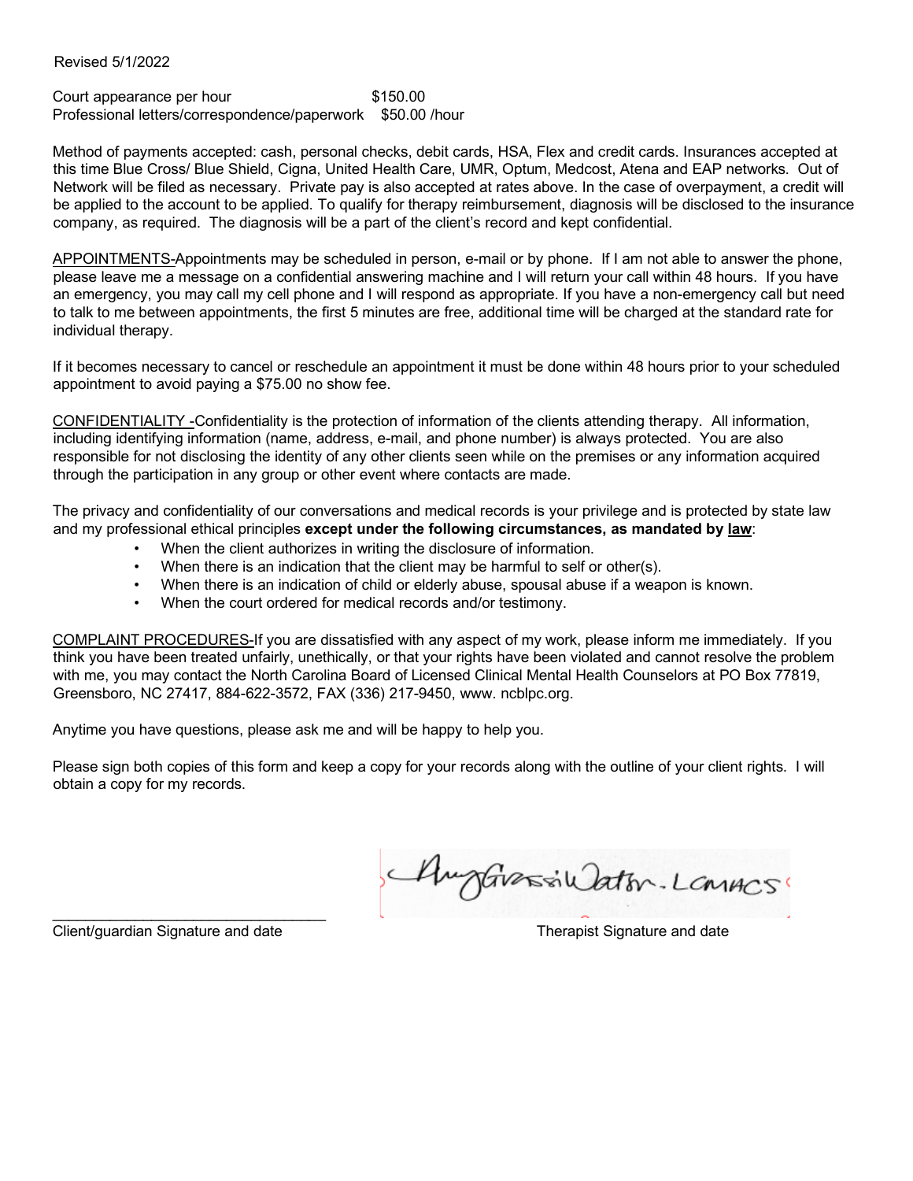Revised 5/1/2022

| | |
|---|---|
| Court appearance per hour | $150.00 |
| Professional letters/correspondence/paperwork | $50.00 /hour |

Method of payments accepted: cash, personal checks, debit cards, HSA, Flex and credit cards. Insurances accepted at this time Blue Cross/ Blue Shield, Cigna, United Health Care, UMR, Optum, Medcost, Atena and EAP networks. Out of Network will be filed as necessary. Private pay is also accepted at rates above. In the case of overpayment, a credit will be applied to the account to be applied. To qualify for therapy reimbursement, diagnosis will be disclosed to the insurance company, as required. The diagnosis will be a part of the client's record and kept confidential.

APPOINTMENTS-Appointments may be scheduled in person, e-mail or by phone. If I am not able to answer the phone, please leave me a message on a confidential answering machine and I will return your call within 48 hours. If you have an emergency, you may call my cell phone and I will respond as appropriate. If you have a non-emergency call but need to talk to me between appointments, the first 5 minutes are free, additional time will be charged at the standard rate for individual therapy.

If it becomes necessary to cancel or reschedule an appointment it must be done within 48 hours prior to your scheduled appointment to avoid paying a $75.00 no show fee.

CONFIDENTIALITY -Confidentiality is the protection of information of the clients attending therapy. All information, including identifying information (name, address, e-mail, and phone number) is always protected. You are also responsible for not disclosing the identity of any other clients seen while on the premises or any information acquired through the participation in any group or other event where contacts are made.

The privacy and confidentiality of our conversations and medical records is your privilege and is protected by state law and my professional ethical principles **except under the following circumstances, as mandated by law**:

- When the client authorizes in writing the disclosure of information.
- When there is an indication that the client may be harmful to self or other(s).
- When there is an indication of child or elderly abuse, spousal abuse if a weapon is known.
- When the court ordered for medical records and/or testimony.

COMPLAINT PROCEDURES-If you are dissatisfied with any aspect of my work, please inform me immediately. If you think you have been treated unfairly, unethically, or that your rights have been violated and cannot resolve the problem with me, you may contact the North Carolina Board of Licensed Clinical Mental Health Counselors at PO Box 77819, Greensboro, NC 27417, 884-622-3572, FAX (336) 217-9450, www. ncblpc.org.

Anytime you have questions, please ask me and will be happy to help you.

Please sign both copies of this form and keep a copy for your records along with the outline of your client rights. I will obtain a copy for my records.

Amy Grassi Watson. LCMHCS

_________________________________
Client/guardian Signature and date

Therapist Signature and date